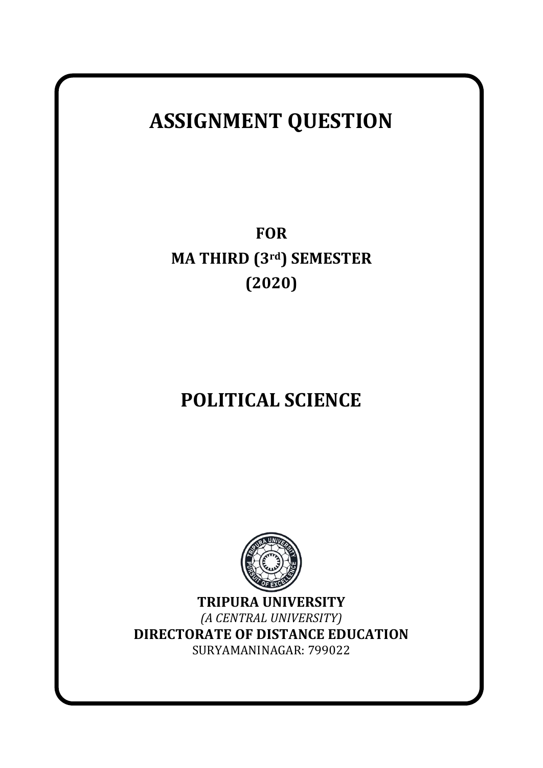# ASSIGNMENT QUESTION

**FOR**

**MA THIRD (3rd) SEMESTER**

**(2020)**

# POLITICAL SCIENCE

**TRIPURA UNIVERSITY**

*(A CENTRAL UNIVERSITY)*

**DIRECTORATE OF DISTANCE EDUCATION**

SURYAMANINAGAR: 799022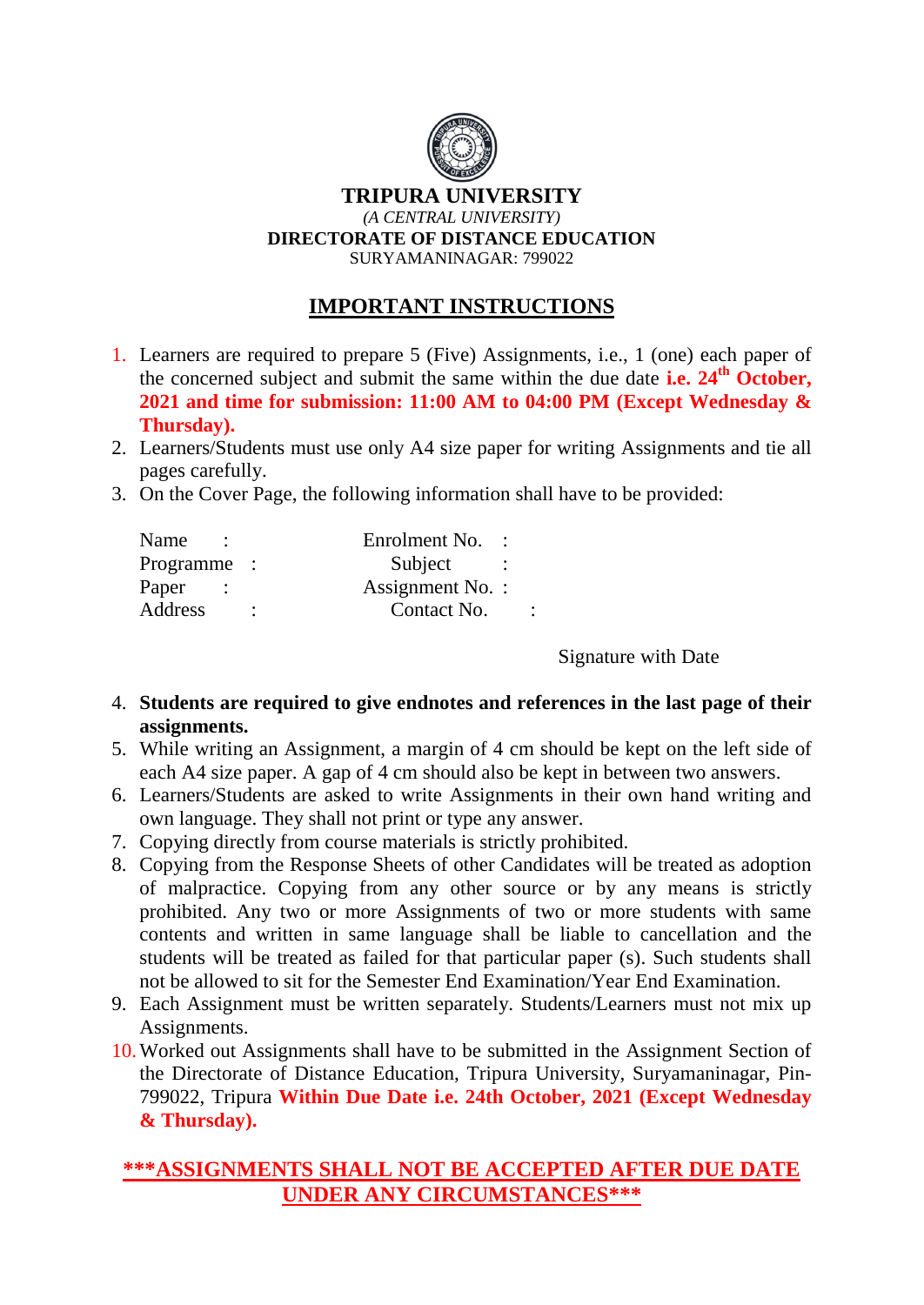**TRIPURA UNIVERSITY**

*(A CENTRAL UNIVERSITY)*

**DIRECTORATE OF DISTANCE EDUCATION**

SURYAMANINAGAR: 799022

## IMPORTANT INSTRUCTIONS

1. Learners are required to prepare 5 (Five) Assignments, i.e., 1 (one) each paper of the concerned subject and submit the same within the due date **i.e. 24th October, 2021 and time for submission: 11:00 AM to 04:00 PM (Except Wednesday & Thursday).**
2. Learners/Students must use only A4 size paper for writing Assignments and tie all pages carefully.
3. On the Cover Page, the following information shall have to be provided:

| | |
|---|---|
| Name : | Enrolment No. : |
| Programme : | Subject : |
| Paper : | Assignment No. : |
| Address : | Contact No. : |

Signature with Date

4. **Students are required to give endnotes and references in the last page of their assignments.**
5. While writing an Assignment, a margin of 4 cm should be kept on the left side of each A4 size paper. A gap of 4 cm should also be kept in between two answers.
6. Learners/Students are asked to write Assignments in their own hand writing and own language. They shall not print or type any answer.
7. Copying directly from course materials is strictly prohibited.
8. Copying from the Response Sheets of other Candidates will be treated as adoption of malpractice. Copying from any other source or by any means is strictly prohibited. Any two or more Assignments of two or more students with same contents and written in same language shall be liable to cancellation and the students will be treated as failed for that particular paper (s). Such students shall not be allowed to sit for the Semester End Examination/Year End Examination.
9. Each Assignment must be written separately. Students/Learners must not mix up Assignments.
10. Worked out Assignments shall have to be submitted in the Assignment Section of the Directorate of Distance Education, Tripura University, Suryamaninagar, Pin-799022, Tripura **Within Due Date i.e. 24th October, 2021 (Except Wednesday & Thursday).**

**\*\*\*ASSIGNMENTS SHALL NOT BE ACCEPTED AFTER DUE DATE UNDER ANY CIRCUMSTANCES\*\*\***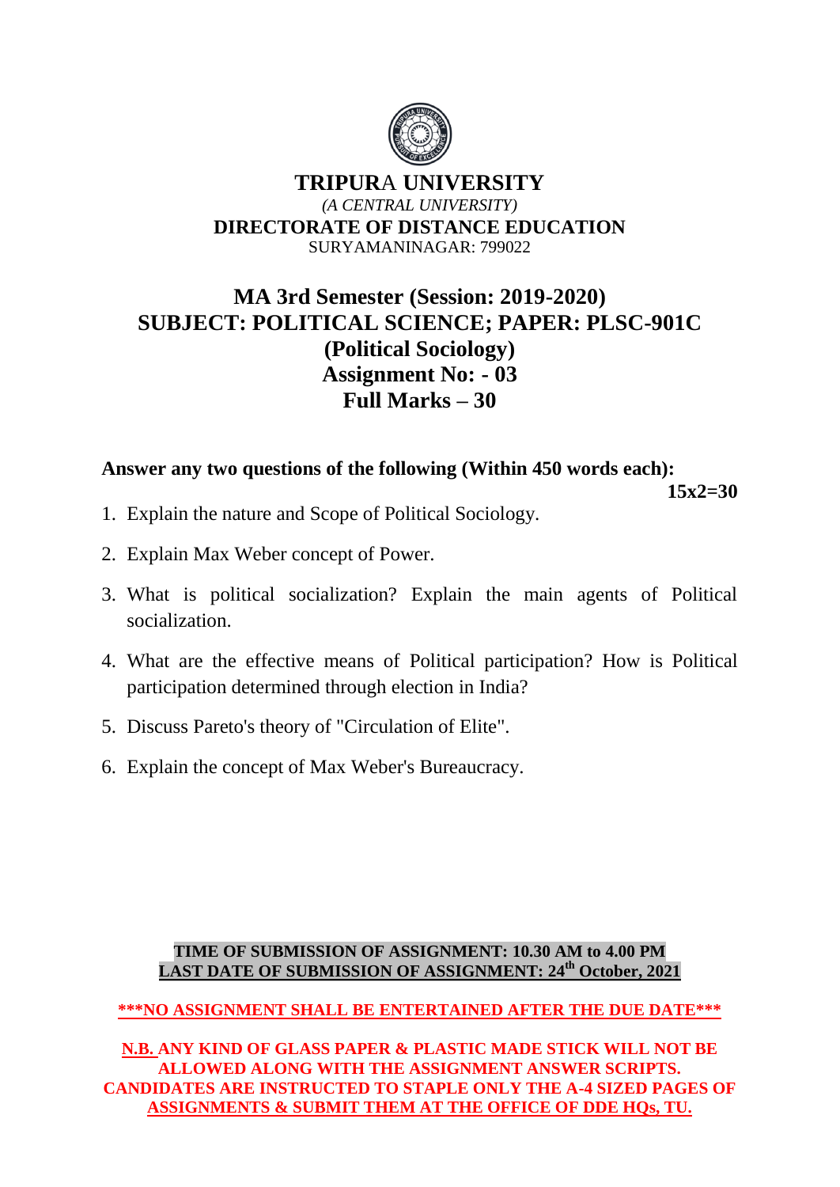# TRIPURA UNIVERSITY

*(A CENTRAL UNIVERSITY)*

**DIRECTORATE OF DISTANCE EDUCATION**

SURYAMANINAGAR: 799022

## MA 3rd Semester (Session: 2019-2020)
## SUBJECT: POLITICAL SCIENCE; PAPER: PLSC-901C
## (Political Sociology)
## Assignment No: - 03
## Full Marks – 30

**Answer any two questions of the following (Within 450 words each):**

**15x2=30**

1. Explain the nature and Scope of Political Sociology.
2. Explain Max Weber concept of Power.
3. What is political socialization? Explain the main agents of Political socialization.
4. What are the effective means of Political participation? How is Political participation determined through election in India?
5. Discuss Pareto's theory of "Circulation of Elite".
6. Explain the concept of Max Weber's Bureaucracy.

**TIME OF SUBMISSION OF ASSIGNMENT: 10.30 AM to 4.00 PM**

**LAST DATE OF SUBMISSION OF ASSIGNMENT: 24th October, 2021**

**\*\*\*NO ASSIGNMENT SHALL BE ENTERTAINED AFTER THE DUE DATE\*\*\***

**N.B. ANY KIND OF GLASS PAPER & PLASTIC MADE STICK WILL NOT BE ALLOWED ALONG WITH THE ASSIGNMENT ANSWER SCRIPTS. CANDIDATES ARE INSTRUCTED TO STAPLE ONLY THE A-4 SIZED PAGES OF ASSIGNMENTS & SUBMIT THEM AT THE OFFICE OF DDE HQs, TU.**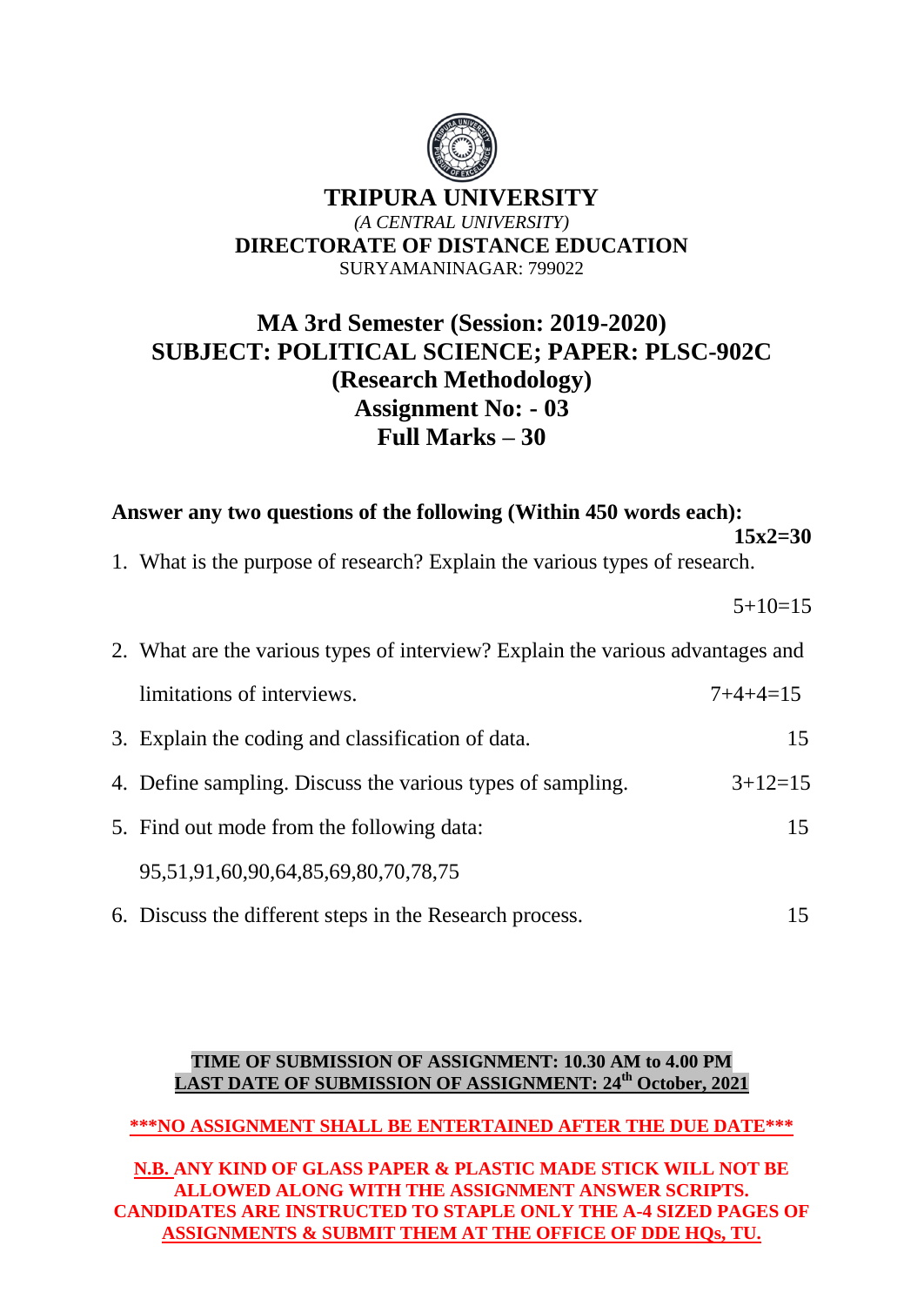# TRIPURA UNIVERSITY

*(A CENTRAL UNIVERSITY)*

**DIRECTORATE OF DISTANCE EDUCATION**

SURYAMANINAGAR: 799022

## MA 3rd Semester (Session: 2019-2020)
## SUBJECT: POLITICAL SCIENCE; PAPER: PLSC-902C
## (Research Methodology)
## Assignment No: - 03
## Full Marks – 30

**Answer any two questions of the following (Within 450 words each):** **15x2=30**

1. What is the purpose of research? Explain the various types of research. 5+10=15
2. What are the various types of interview? Explain the various advantages and limitations of interviews. 7+4+4=15
3. Explain the coding and classification of data. 15
4. Define sampling. Discuss the various types of sampling. 3+12=15
5. Find out mode from the following data: 15

   95,51,91,60,90,64,85,69,80,70,78,75
6. Discuss the different steps in the Research process. 15

**TIME OF SUBMISSION OF ASSIGNMENT: 10.30 AM to 4.00 PM**

**LAST DATE OF SUBMISSION OF ASSIGNMENT: 24th October, 2021**

**\*\*\*NO ASSIGNMENT SHALL BE ENTERTAINED AFTER THE DUE DATE\*\*\***

**N.B. ANY KIND OF GLASS PAPER & PLASTIC MADE STICK WILL NOT BE ALLOWED ALONG WITH THE ASSIGNMENT ANSWER SCRIPTS. CANDIDATES ARE INSTRUCTED TO STAPLE ONLY THE A-4 SIZED PAGES OF ASSIGNMENTS & SUBMIT THEM AT THE OFFICE OF DDE HQs, TU.**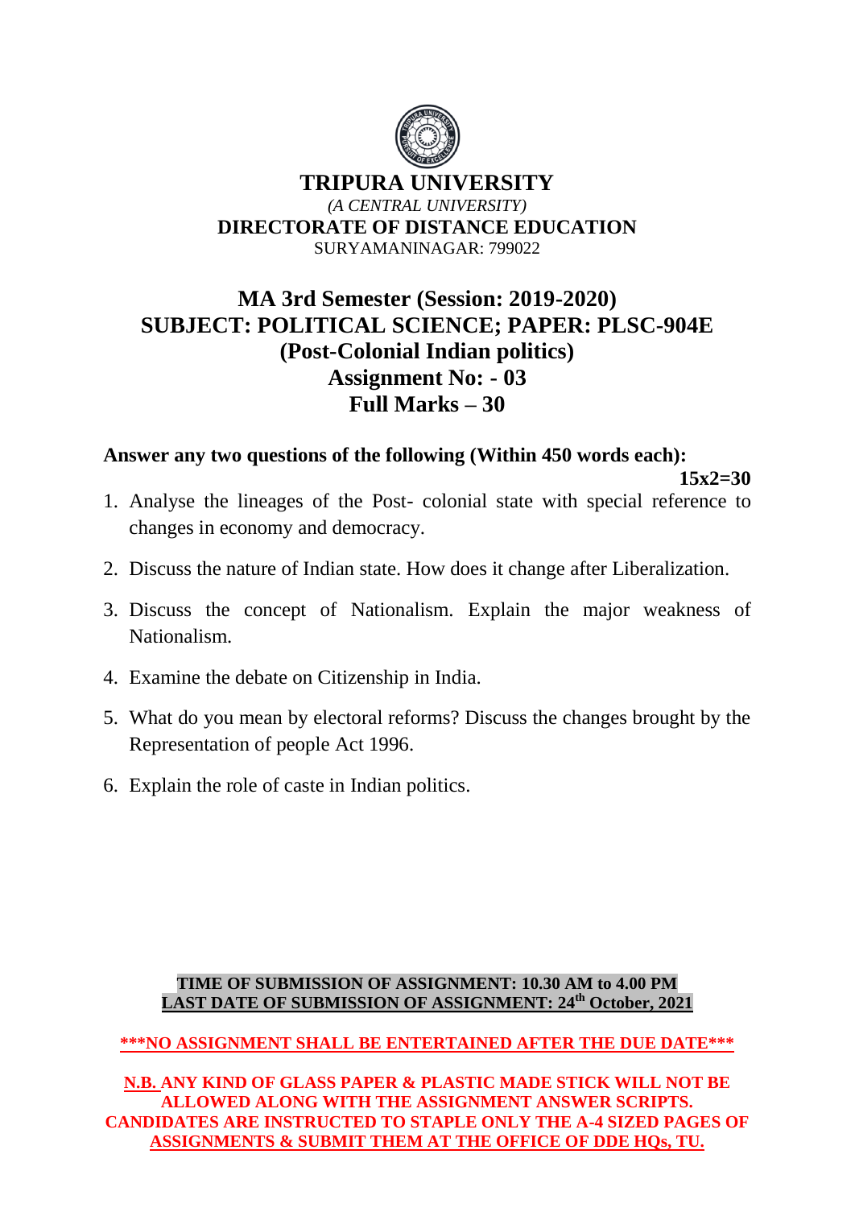# TRIPURA UNIVERSITY

*(A CENTRAL UNIVERSITY)*

**DIRECTORATE OF DISTANCE EDUCATION**

SURYAMANINAGAR: 799022

## MA 3rd Semester (Session: 2019-2020)
## SUBJECT: POLITICAL SCIENCE; PAPER: PLSC-904E
## (Post-Colonial Indian politics)
## Assignment No: - 03
## Full Marks – 30

**Answer any two questions of the following (Within 450 words each):**

**15x2=30**

1. Analyse the lineages of the Post- colonial state with special reference to changes in economy and democracy.
2. Discuss the nature of Indian state. How does it change after Liberalization.
3. Discuss the concept of Nationalism. Explain the major weakness of Nationalism.
4. Examine the debate on Citizenship in India.
5. What do you mean by electoral reforms? Discuss the changes brought by the Representation of people Act 1996.
6. Explain the role of caste in Indian politics.

**TIME OF SUBMISSION OF ASSIGNMENT: 10.30 AM to 4.00 PM**

**LAST DATE OF SUBMISSION OF ASSIGNMENT: 24th October, 2021**

**\*\*\*NO ASSIGNMENT SHALL BE ENTERTAINED AFTER THE DUE DATE\*\*\***

**N.B. ANY KIND OF GLASS PAPER & PLASTIC MADE STICK WILL NOT BE ALLOWED ALONG WITH THE ASSIGNMENT ANSWER SCRIPTS. CANDIDATES ARE INSTRUCTED TO STAPLE ONLY THE A-4 SIZED PAGES OF ASSIGNMENTS & SUBMIT THEM AT THE OFFICE OF DDE HQs, TU.**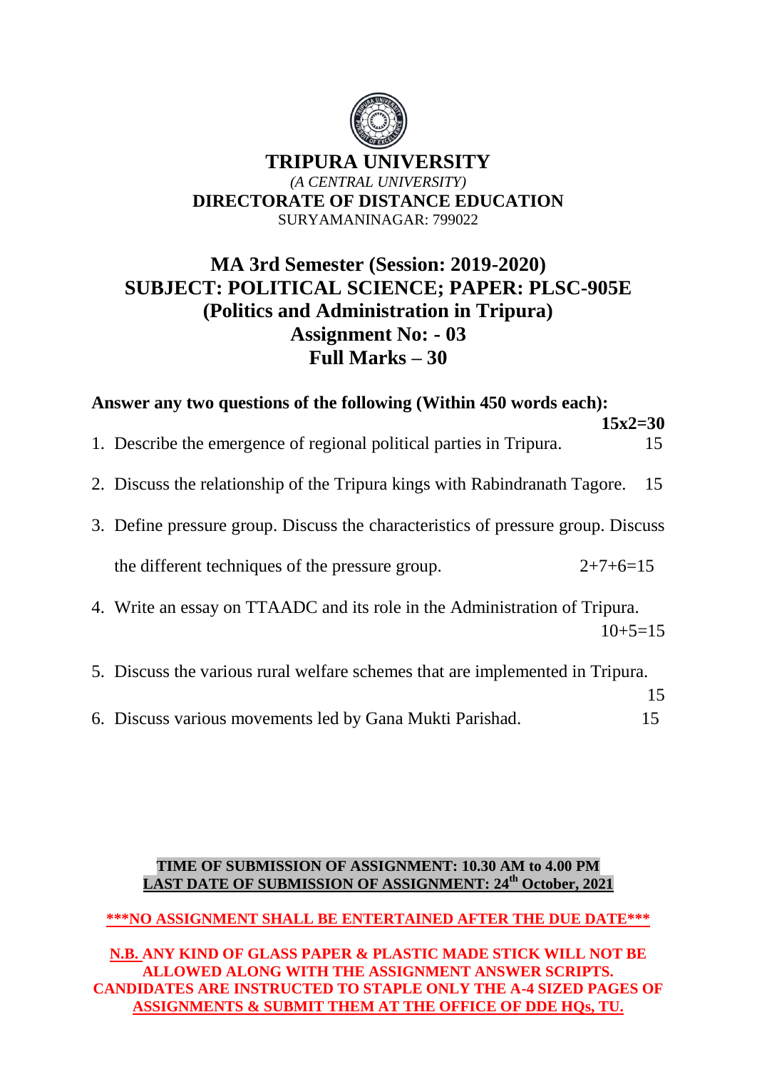# TRIPURA UNIVERSITY

*(A CENTRAL UNIVERSITY)*

**DIRECTORATE OF DISTANCE EDUCATION**

SURYAMANINAGAR: 799022

## MA 3rd Semester (Session: 2019-2020)
## SUBJECT: POLITICAL SCIENCE; PAPER: PLSC-905E
## (Politics and Administration in Tripura)
## Assignment No: - 03
## Full Marks – 30

**Answer any two questions of the following (Within 450 words each):** **15x2=30**

1. Describe the emergence of regional political parties in Tripura. 15
2. Discuss the relationship of the Tripura kings with Rabindranath Tagore. 15
3. Define pressure group. Discuss the characteristics of pressure group. Discuss the different techniques of the pressure group. 2+7+6=15
4. Write an essay on TTAADC and its role in the Administration of Tripura. 10+5=15
5. Discuss the various rural welfare schemes that are implemented in Tripura. 15
6. Discuss various movements led by Gana Mukti Parishad. 15

**TIME OF SUBMISSION OF ASSIGNMENT: 10.30 AM to 4.00 PM**

**LAST DATE OF SUBMISSION OF ASSIGNMENT: 24th October, 2021**

**\*\*\*NO ASSIGNMENT SHALL BE ENTERTAINED AFTER THE DUE DATE\*\*\***

**N.B. ANY KIND OF GLASS PAPER & PLASTIC MADE STICK WILL NOT BE ALLOWED ALONG WITH THE ASSIGNMENT ANSWER SCRIPTS. CANDIDATES ARE INSTRUCTED TO STAPLE ONLY THE A-4 SIZED PAGES OF ASSIGNMENTS & SUBMIT THEM AT THE OFFICE OF DDE HQs, TU.**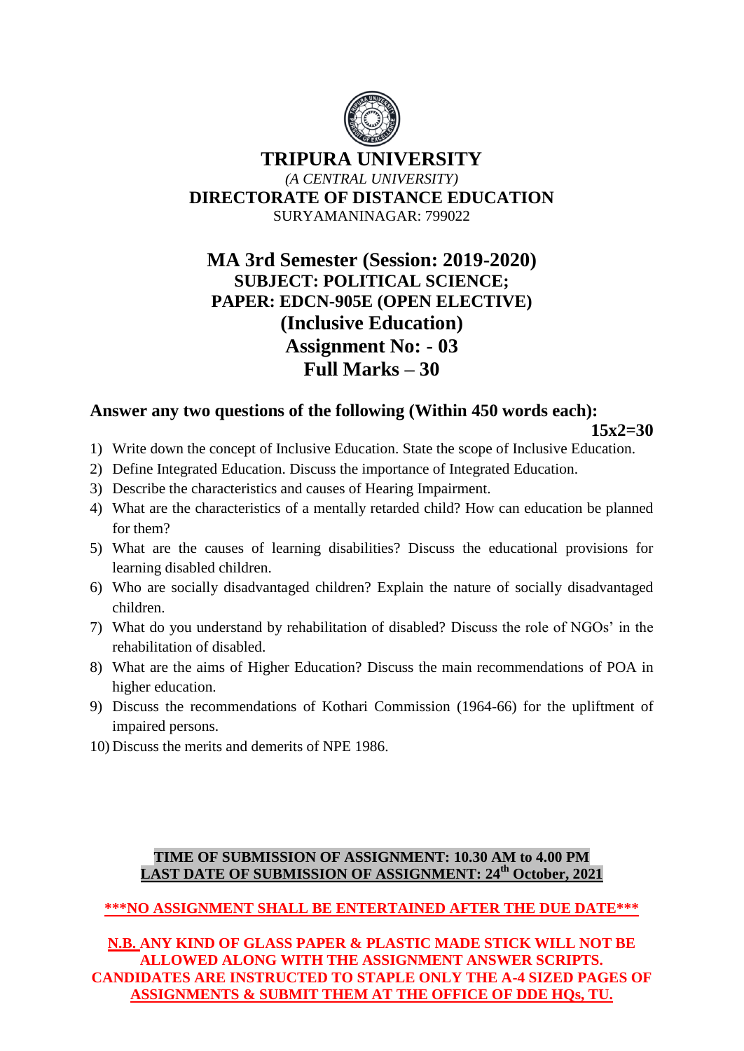# TRIPURA UNIVERSITY

*(A CENTRAL UNIVERSITY)*

**DIRECTORATE OF DISTANCE EDUCATION**

SURYAMANINAGAR: 799022

## MA 3rd Semester (Session: 2019-2020)

**SUBJECT: POLITICAL SCIENCE;**

**PAPER: EDCN-905E (OPEN ELECTIVE)**

**(Inclusive Education)**

**Assignment No: - 03**

**Full Marks – 30**

### Answer any two questions of the following (Within 450 words each):

**15x2=30**

1) Write down the concept of Inclusive Education. State the scope of Inclusive Education.
2) Define Integrated Education. Discuss the importance of Integrated Education.
3) Describe the characteristics and causes of Hearing Impairment.
4) What are the characteristics of a mentally retarded child? How can education be planned for them?
5) What are the causes of learning disabilities? Discuss the educational provisions for learning disabled children.
6) Who are socially disadvantaged children? Explain the nature of socially disadvantaged children.
7) What do you understand by rehabilitation of disabled? Discuss the role of NGOs' in the rehabilitation of disabled.
8) What are the aims of Higher Education? Discuss the main recommendations of POA in higher education.
9) Discuss the recommendations of Kothari Commission (1964-66) for the upliftment of impaired persons.
10) Discuss the merits and demerits of NPE 1986.

**TIME OF SUBMISSION OF ASSIGNMENT: 10.30 AM to 4.00 PM**

**LAST DATE OF SUBMISSION OF ASSIGNMENT: 24th October, 2021**

**\*\*\*NO ASSIGNMENT SHALL BE ENTERTAINED AFTER THE DUE DATE\*\*\***

**N.B. ANY KIND OF GLASS PAPER & PLASTIC MADE STICK WILL NOT BE ALLOWED ALONG WITH THE ASSIGNMENT ANSWER SCRIPTS. CANDIDATES ARE INSTRUCTED TO STAPLE ONLY THE A-4 SIZED PAGES OF ASSIGNMENTS & SUBMIT THEM AT THE OFFICE OF DDE HQs, TU.**